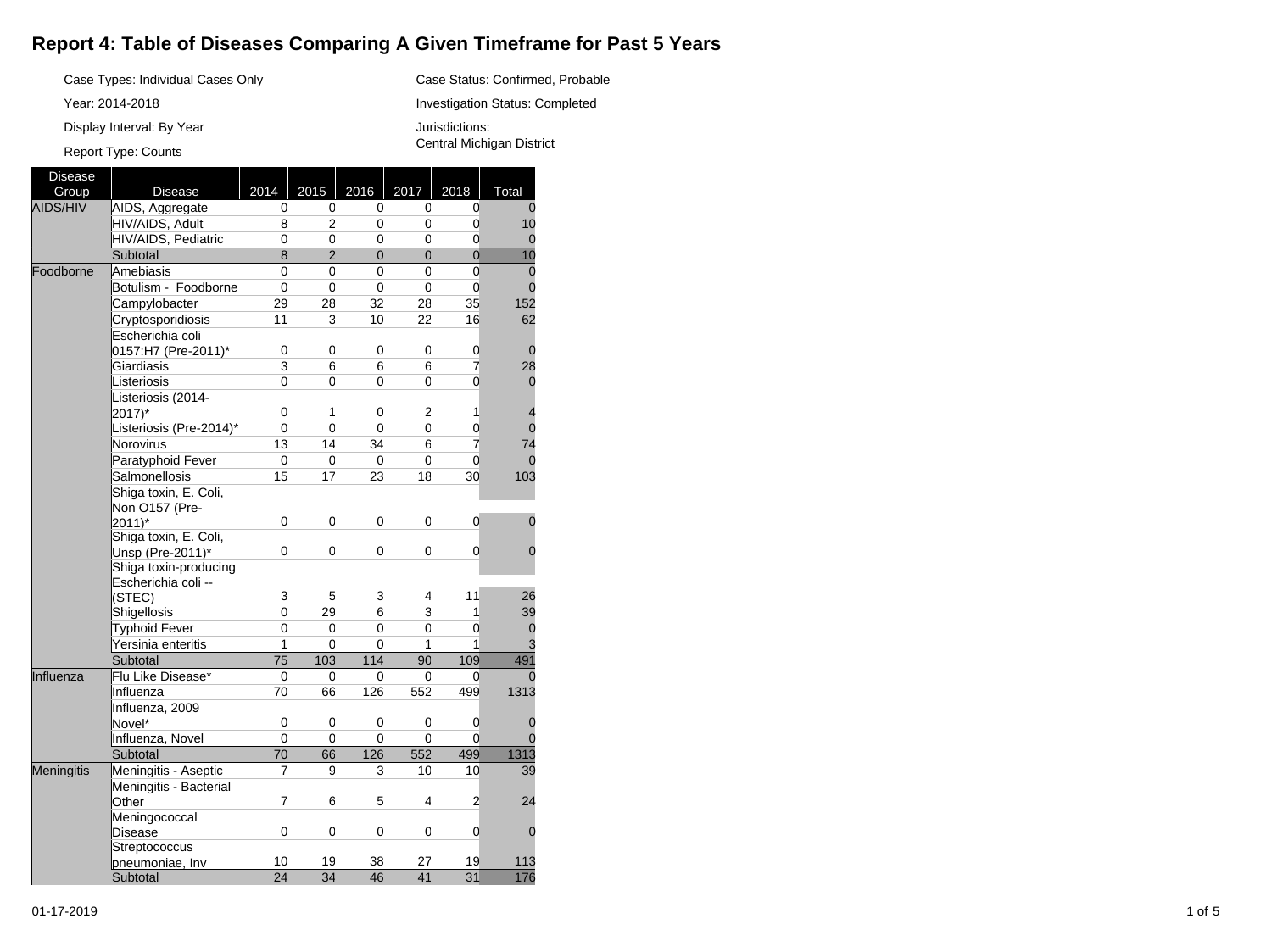# Report 4: Table of Diseases Comparing A Given Timeframe for Past 5 Years

Case Types: Individual Cases Only

Year: 2014-2018

Display Interval: By Year

Report Type: Counts

Case Status: Confirmed, Probable

Investigation Status: Completed

Jurisdictions:
Central Michigan District

| Disease Group | Disease | 2014 | 2015 | 2016 | 2017 | 2018 | Total |
|---|---|---|---|---|---|---|---|
| AIDS/HIV | AIDS, Aggregate | 0 | 0 | 0 | 0 | 0 | 0 |
| | HIV/AIDS, Adult | 8 | 2 | 0 | 0 | 0 | 10 |
| | HIV/AIDS, Pediatric | 0 | 0 | 0 | 0 | 0 | 0 |
| | Subtotal | 8 | 2 | 0 | 0 | 0 | 10 |
| Foodborne | Amebiasis | 0 | 0 | 0 | 0 | 0 | 0 |
| | Botulism - Foodborne | 0 | 0 | 0 | 0 | 0 | 0 |
| | Campylobacter | 29 | 28 | 32 | 28 | 35 | 152 |
| | Cryptosporidiosis | 11 | 3 | 10 | 22 | 16 | 62 |
| | Escherichia coli 0157:H7 (Pre-2011)* | 0 | 0 | 0 | 0 | 0 | 0 |
| | Giardiasis | 3 | 6 | 6 | 6 | 7 | 28 |
| | Listeriosis | 0 | 0 | 0 | 0 | 0 | 0 |
| | Listeriosis (2014-2017)* | 0 | 1 | 0 | 2 | 1 | 4 |
| | Listeriosis (Pre-2014)* | 0 | 0 | 0 | 0 | 0 | 0 |
| | Norovirus | 13 | 14 | 34 | 6 | 7 | 74 |
| | Paratyphoid Fever | 0 | 0 | 0 | 0 | 0 | 0 |
| | Salmonellosis | 15 | 17 | 23 | 18 | 30 | 103 |
| | Shiga toxin, E. Coli, Non O157 (Pre-2011)* | 0 | 0 | 0 | 0 | 0 | 0 |
| | Shiga toxin, E. Coli, Unsp (Pre-2011)* | 0 | 0 | 0 | 0 | 0 | 0 |
| | Shiga toxin-producing Escherichia coli -- (STEC) | 3 | 5 | 3 | 4 | 11 | 26 |
| | Shigellosis | 0 | 29 | 6 | 3 | 1 | 39 |
| | Typhoid Fever | 0 | 0 | 0 | 0 | 0 | 0 |
| | Yersinia enteritis | 1 | 0 | 0 | 1 | 1 | 3 |
| | Subtotal | 75 | 103 | 114 | 90 | 109 | 491 |
| Influenza | Flu Like Disease* | 0 | 0 | 0 | 0 | 0 | 0 |
| | Influenza | 70 | 66 | 126 | 552 | 499 | 1313 |
| | Influenza, 2009 Novel* | 0 | 0 | 0 | 0 | 0 | 0 |
| | Influenza, Novel | 0 | 0 | 0 | 0 | 0 | 0 |
| | Subtotal | 70 | 66 | 126 | 552 | 499 | 1313 |
| Meningitis | Meningitis - Aseptic | 7 | 9 | 3 | 10 | 10 | 39 |
| | Meningitis - Bacterial Other | 7 | 6 | 5 | 4 | 2 | 24 |
| | Meningococcal Disease | 0 | 0 | 0 | 0 | 0 | 0 |
| | Streptococcus pneumoniae, Inv | 10 | 19 | 38 | 27 | 19 | 113 |
| | Subtotal | 24 | 34 | 46 | 41 | 31 | 176 |

01-17-2019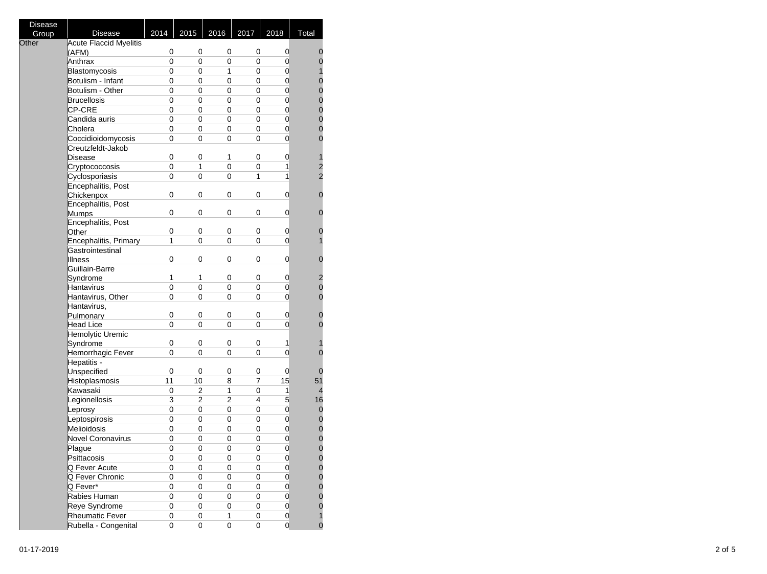| Disease Group | Disease | 2014 | 2015 | 2016 | 2017 | 2018 | Total |
|---|---|---|---|---|---|---|---|
| Other | Acute Flaccid Myelitis (AFM) | 0 | 0 | 0 | 0 | 0 | 0 |
| | Anthrax | 0 | 0 | 0 | 0 | 0 | 0 |
| | Blastomycosis | 0 | 0 | 1 | 0 | 0 | 1 |
| | Botulism - Infant | 0 | 0 | 0 | 0 | 0 | 0 |
| | Botulism - Other | 0 | 0 | 0 | 0 | 0 | 0 |
| | Brucellosis | 0 | 0 | 0 | 0 | 0 | 0 |
| | CP-CRE | 0 | 0 | 0 | 0 | 0 | 0 |
| | Candida auris | 0 | 0 | 0 | 0 | 0 | 0 |
| | Cholera | 0 | 0 | 0 | 0 | 0 | 0 |
| | Coccidioidomycosis | 0 | 0 | 0 | 0 | 0 | 0 |
| | Creutzfeldt-Jakob Disease | 0 | 0 | 1 | 0 | 0 | 1 |
| | Cryptococcosis | 0 | 1 | 0 | 0 | 1 | 2 |
| | Cyclosporiasis | 0 | 0 | 0 | 1 | 1 | 2 |
| | Encephalitis, Post Chickenpox | 0 | 0 | 0 | 0 | 0 | 0 |
| | Encephalitis, Post Mumps | 0 | 0 | 0 | 0 | 0 | 0 |
| | Encephalitis, Post Other | 0 | 0 | 0 | 0 | 0 | 0 |
| | Encephalitis, Primary | 1 | 0 | 0 | 0 | 0 | 1 |
| | Gastrointestinal Illness | 0 | 0 | 0 | 0 | 0 | 0 |
| | Guillain-Barre Syndrome | 1 | 1 | 0 | 0 | 0 | 2 |
| | Hantavirus | 0 | 0 | 0 | 0 | 0 | 0 |
| | Hantavirus, Other | 0 | 0 | 0 | 0 | 0 | 0 |
| | Hantavirus, Pulmonary | 0 | 0 | 0 | 0 | 0 | 0 |
| | Head Lice | 0 | 0 | 0 | 0 | 0 | 0 |
| | Hemolytic Uremic Syndrome | 0 | 0 | 0 | 0 | 1 | 1 |
| | Hemorrhagic Fever | 0 | 0 | 0 | 0 | 0 | 0 |
| | Hepatitis - Unspecified | 0 | 0 | 0 | 0 | 0 | 0 |
| | Histoplasmosis | 11 | 10 | 8 | 7 | 15 | 51 |
| | Kawasaki | 0 | 2 | 1 | 0 | 1 | 4 |
| | Legionellosis | 3 | 2 | 2 | 4 | 5 | 16 |
| | Leprosy | 0 | 0 | 0 | 0 | 0 | 0 |
| | Leptospirosis | 0 | 0 | 0 | 0 | 0 | 0 |
| | Melioidosis | 0 | 0 | 0 | 0 | 0 | 0 |
| | Novel Coronavirus | 0 | 0 | 0 | 0 | 0 | 0 |
| | Plague | 0 | 0 | 0 | 0 | 0 | 0 |
| | Psittacosis | 0 | 0 | 0 | 0 | 0 | 0 |
| | Q Fever Acute | 0 | 0 | 0 | 0 | 0 | 0 |
| | Q Fever Chronic | 0 | 0 | 0 | 0 | 0 | 0 |
| | Q Fever* | 0 | 0 | 0 | 0 | 0 | 0 |
| | Rabies Human | 0 | 0 | 0 | 0 | 0 | 0 |
| | Reye Syndrome | 0 | 0 | 0 | 0 | 0 | 0 |
| | Rheumatic Fever | 0 | 0 | 1 | 0 | 0 | 1 |
| | Rubella - Congenital | 0 | 0 | 0 | 0 | 0 | 0 |

01-17-2019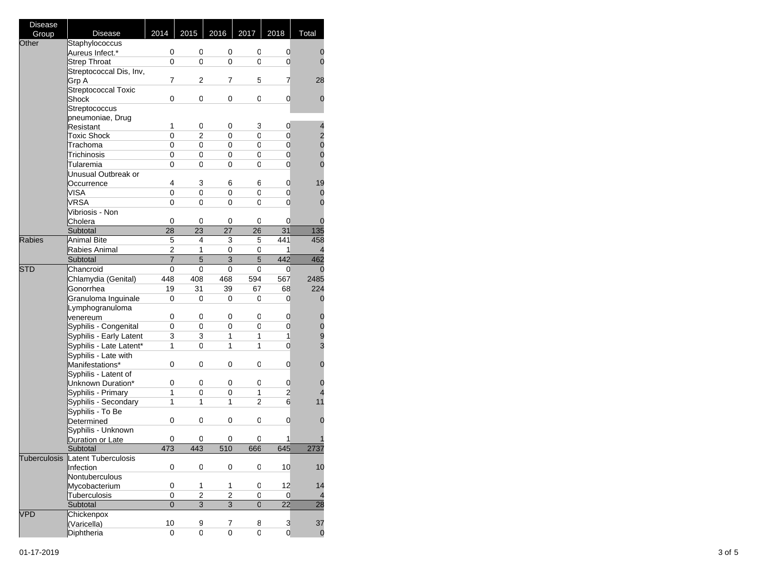| Disease Group | Disease | 2014 | 2015 | 2016 | 2017 | 2018 | Total |
|---|---|---|---|---|---|---|---|
| Other | Staphylococcus Aureus Infect.* | 0 | 0 | 0 | 0 | 0 | 0 |
| | Strep Throat | 0 | 0 | 0 | 0 | 0 | 0 |
| | Streptococcal Dis, Inv, Grp A | 7 | 2 | 7 | 5 | 7 | 28 |
| | Streptococcal Toxic Shock | 0 | 0 | 0 | 0 | 0 | 0 |
| | Streptococcus pneumoniae, Drug Resistant | 1 | 0 | 0 | 3 | 0 | 4 |
| | Toxic Shock | 0 | 2 | 0 | 0 | 0 | 2 |
| | Trachoma | 0 | 0 | 0 | 0 | 0 | 0 |
| | Trichinosis | 0 | 0 | 0 | 0 | 0 | 0 |
| | Tularemia | 0 | 0 | 0 | 0 | 0 | 0 |
| | Unusual Outbreak or Occurrence | 4 | 3 | 6 | 6 | 0 | 19 |
| | VISA | 0 | 0 | 0 | 0 | 0 | 0 |
| | VRSA | 0 | 0 | 0 | 0 | 0 | 0 |
| | Vibriosis - Non Cholera | 0 | 0 | 0 | 0 | 0 | 0 |
| | Subtotal | 28 | 23 | 27 | 26 | 31 | 135 |
| Rabies | Animal Bite | 5 | 4 | 3 | 5 | 441 | 458 |
| | Rabies Animal | 2 | 1 | 0 | 0 | 1 | 4 |
| | Subtotal | 7 | 5 | 3 | 5 | 442 | 462 |
| STD | Chancroid | 0 | 0 | 0 | 0 | 0 | 0 |
| | Chlamydia (Genital) | 448 | 408 | 468 | 594 | 567 | 2485 |
| | Gonorrhea | 19 | 31 | 39 | 67 | 68 | 224 |
| | Granuloma Inguinale | 0 | 0 | 0 | 0 | 0 | 0 |
| | Lymphogranuloma venereum | 0 | 0 | 0 | 0 | 0 | 0 |
| | Syphilis - Congenital | 0 | 0 | 0 | 0 | 0 | 0 |
| | Syphilis - Early Latent | 3 | 3 | 1 | 1 | 1 | 9 |
| | Syphilis - Late Latent* | 1 | 0 | 1 | 1 | 0 | 3 |
| | Syphilis - Late with Manifestations* | 0 | 0 | 0 | 0 | 0 | 0 |
| | Syphilis - Latent of Unknown Duration* | 0 | 0 | 0 | 0 | 0 | 0 |
| | Syphilis - Primary | 1 | 0 | 0 | 1 | 2 | 4 |
| | Syphilis - Secondary | 1 | 1 | 1 | 2 | 6 | 11 |
| | Syphilis - To Be Determined | 0 | 0 | 0 | 0 | 0 | 0 |
| | Syphilis - Unknown Duration or Late | 0 | 0 | 0 | 0 | 1 | 1 |
| | Subtotal | 473 | 443 | 510 | 666 | 645 | 2737 |
| Tuberculosis | Latent Tuberculosis Infection | 0 | 0 | 0 | 0 | 10 | 10 |
| | Nontuberculous Mycobacterium | 0 | 1 | 1 | 0 | 12 | 14 |
| | Tuberculosis | 0 | 2 | 2 | 0 | 0 | 4 |
| | Subtotal | 0 | 3 | 3 | 0 | 22 | 28 |
| VPD | Chickenpox (Varicella) | 10 | 9 | 7 | 8 | 3 | 37 |
| | Diphtheria | 0 | 0 | 0 | 0 | 0 | 0 |

01-17-2019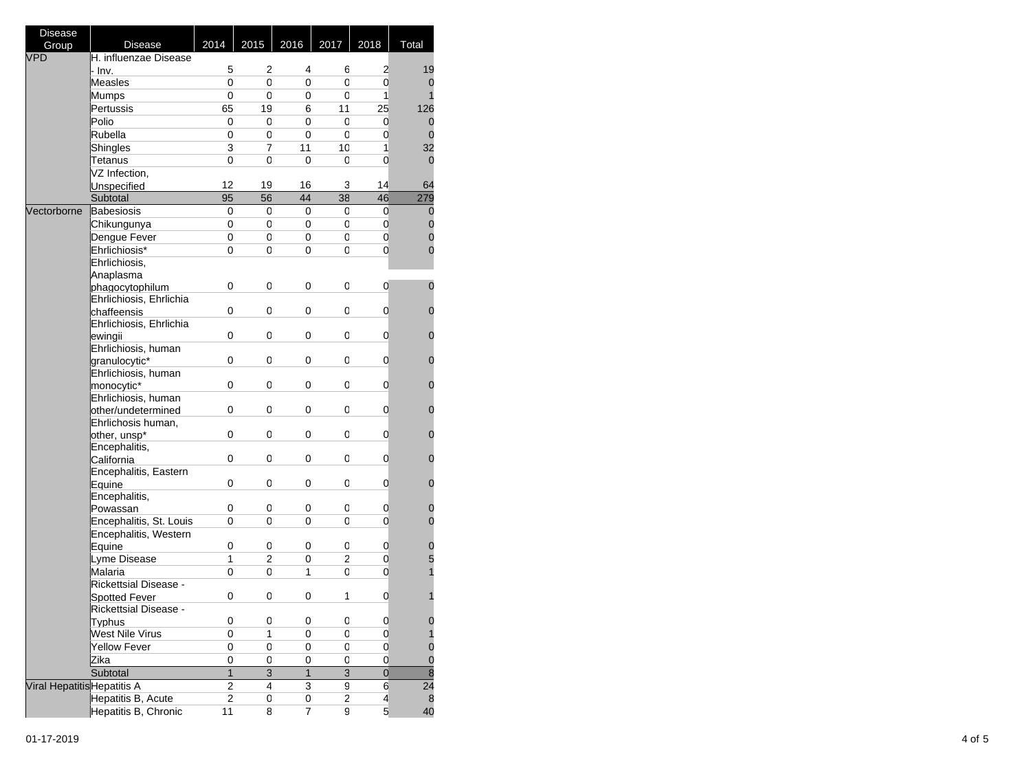| Disease Group | Disease | 2014 | 2015 | 2016 | 2017 | 2018 | Total |
|---|---|---|---|---|---|---|---|
| VPD | H. influenzae Disease - Inv. | 5 | 2 | 4 | 6 | 2 | 19 |
| | Measles | 0 | 0 | 0 | 0 | 0 | 0 |
| | Mumps | 0 | 0 | 0 | 0 | 1 | 1 |
| | Pertussis | 65 | 19 | 6 | 11 | 25 | 126 |
| | Polio | 0 | 0 | 0 | 0 | 0 | 0 |
| | Rubella | 0 | 0 | 0 | 0 | 0 | 0 |
| | Shingles | 3 | 7 | 11 | 10 | 1 | 32 |
| | Tetanus | 0 | 0 | 0 | 0 | 0 | 0 |
| | VZ Infection, Unspecified | 12 | 19 | 16 | 3 | 14 | 64 |
| | Subtotal | 95 | 56 | 44 | 38 | 46 | 279 |
| Vectorborne | Babesiosis | 0 | 0 | 0 | 0 | 0 | 0 |
| | Chikungunya | 0 | 0 | 0 | 0 | 0 | 0 |
| | Dengue Fever | 0 | 0 | 0 | 0 | 0 | 0 |
| | Ehrlichiosis* | 0 | 0 | 0 | 0 | 0 | 0 |
| | Ehrlichiosis, Anaplasma phagocytophilum | 0 | 0 | 0 | 0 | 0 | 0 |
| | Ehrlichiosis, Ehrlichia chaffeensis | 0 | 0 | 0 | 0 | 0 | 0 |
| | Ehrlichiosis, Ehrlichia ewingii | 0 | 0 | 0 | 0 | 0 | 0 |
| | Ehrlichiosis, human granulocytic* | 0 | 0 | 0 | 0 | 0 | 0 |
| | Ehrlichiosis, human monocytic* | 0 | 0 | 0 | 0 | 0 | 0 |
| | Ehrlichiosis, human other/undetermined | 0 | 0 | 0 | 0 | 0 | 0 |
| | Ehrlichosis human, other, unsp* | 0 | 0 | 0 | 0 | 0 | 0 |
| | Encephalitis, California | 0 | 0 | 0 | 0 | 0 | 0 |
| | Encephalitis, Eastern Equine | 0 | 0 | 0 | 0 | 0 | 0 |
| | Encephalitis, Powassan | 0 | 0 | 0 | 0 | 0 | 0 |
| | Encephalitis, St. Louis | 0 | 0 | 0 | 0 | 0 | 0 |
| | Encephalitis, Western Equine | 0 | 0 | 0 | 0 | 0 | 0 |
| | Lyme Disease | 1 | 2 | 0 | 2 | 0 | 5 |
| | Malaria | 0 | 0 | 1 | 0 | 0 | 1 |
| | Rickettsial Disease - Spotted Fever | 0 | 0 | 0 | 1 | 0 | 1 |
| | Rickettsial Disease - Typhus | 0 | 0 | 0 | 0 | 0 | 0 |
| | West Nile Virus | 0 | 1 | 0 | 0 | 0 | 1 |
| | Yellow Fever | 0 | 0 | 0 | 0 | 0 | 0 |
| | Zika | 0 | 0 | 0 | 0 | 0 | 0 |
| | Subtotal | 1 | 3 | 1 | 3 | 0 | 8 |
| Viral Hepatitis | Hepatitis A | 2 | 4 | 3 | 9 | 6 | 24 |
| | Hepatitis B, Acute | 2 | 0 | 0 | 2 | 4 | 8 |
| | Hepatitis B, Chronic | 11 | 8 | 7 | 9 | 5 | 40 |

01-17-2019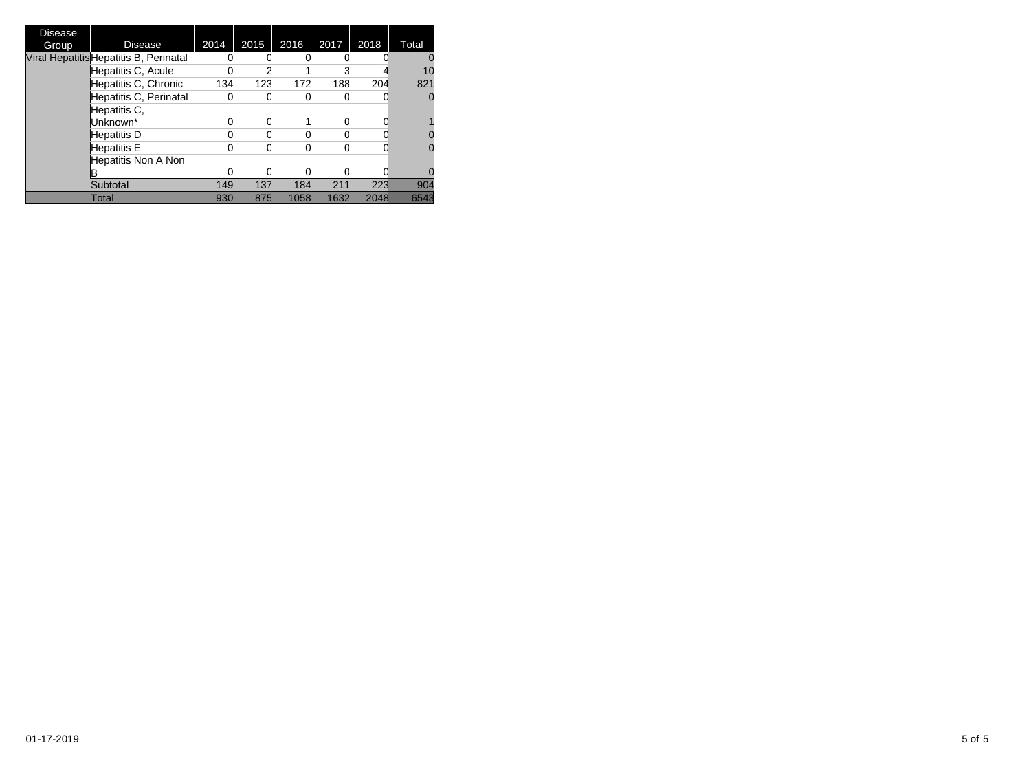| Disease Group | Disease | 2014 | 2015 | 2016 | 2017 | 2018 | Total |
|---|---|---|---|---|---|---|---|
| Viral Hepatitis | Hepatitis B, Perinatal | 0 | 0 | 0 | 0 | 0 | 0 |
| | Hepatitis C, Acute | 0 | 2 | 1 | 3 | 4 | 10 |
| | Hepatitis C, Chronic | 134 | 123 | 172 | 188 | 204 | 821 |
| | Hepatitis C, Perinatal | 0 | 0 | 0 | 0 | 0 | 0 |
| | Hepatitis C, Unknown* | 0 | 0 | 1 | 0 | 0 | 1 |
| | Hepatitis D | 0 | 0 | 0 | 0 | 0 | 0 |
| | Hepatitis E | 0 | 0 | 0 | 0 | 0 | 0 |
| | Hepatitis Non A Non B | 0 | 0 | 0 | 0 | 0 | 0 |
| | Subtotal | 149 | 137 | 184 | 211 | 223 | 904 |
| | Total | 930 | 875 | 1058 | 1632 | 2048 | 6543 |

01-17-2019